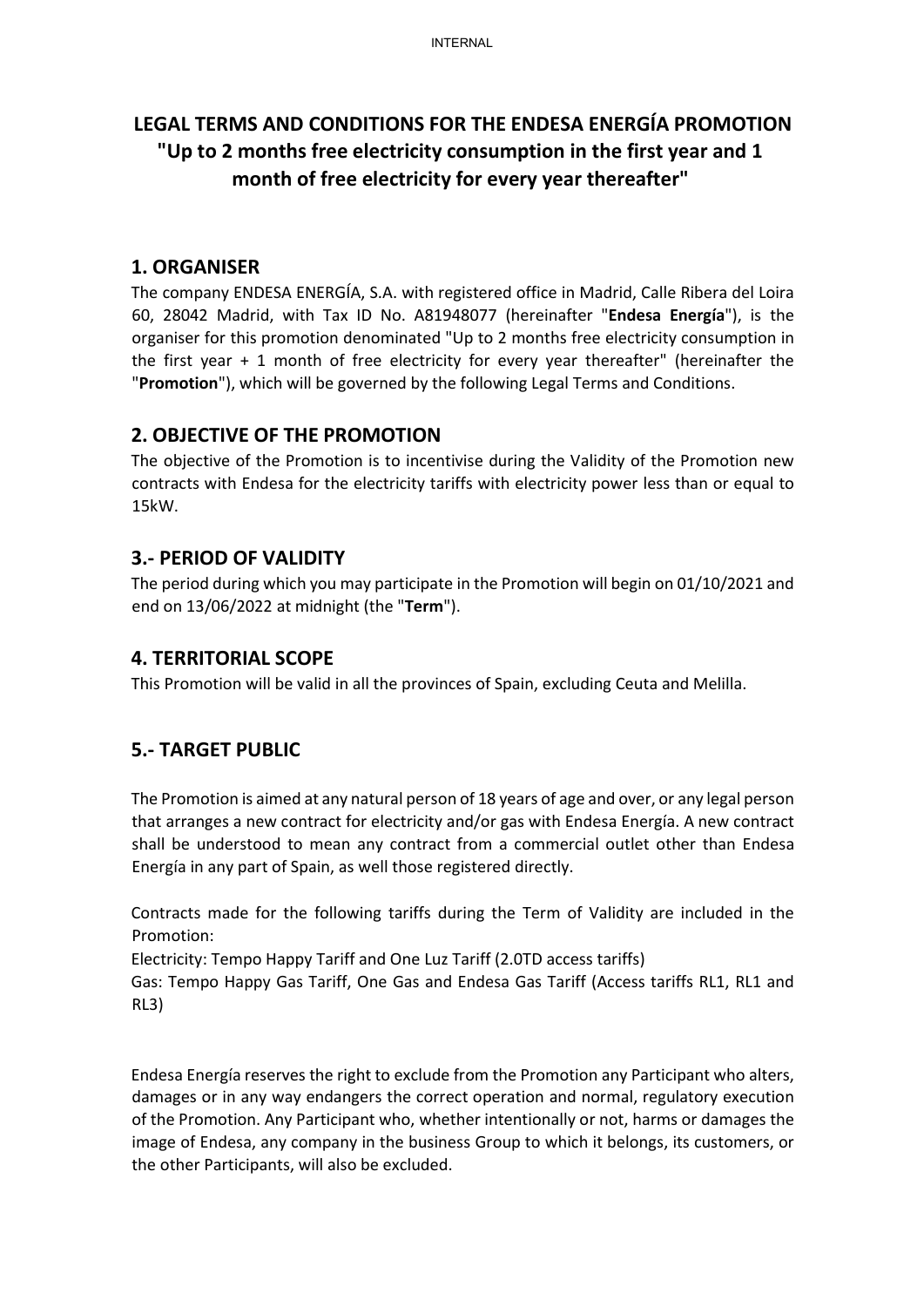# LEGAL TERMS AND CONDITIONS FOR THE ENDESA ENERGÍA PROMOTION "Up to 2 months free electricity consumption in the first year and 1 month of free electricity for every year thereafter"

## 1. ORGANISER

The company ENDESA ENERGÍA, S.A. with registered office in Madrid, Calle Ribera del Loira 60, 28042 Madrid, with Tax ID No. A81948077 (hereinafter "**Endesa Energía**"), is the organiser for this promotion denominated "Up to 2 months free electricity consumption in the first year + 1 month of free electricity for every year thereafter" (hereinafter the "**Promotion**"), which will be governed by the following Legal Terms and Conditions.

## 2. OBJECTIVE OF THE PROMOTION

The objective of the Promotion is to incentivise during the Validity of the Promotion new contracts with Endesa for the electricity tariffs with electricity power less than or equal to 15kW.

## 3.- PERIOD OF VALIDITY

The period during which you may participate in the Promotion will begin on 01/10/2021 and end on 13/06/2022 at midnight (the "**Term**").

## 4. TERRITORIAL SCOPE

This Promotion will be valid in all the provinces of Spain, excluding Ceuta and Melilla.

## 5.- TARGET PUBLIC

The Promotion is aimed at any natural person of 18 years of age and over, or any legal person that arranges a new contract for electricity and/or gas with Endesa Energía. A new contract shall be understood to mean any contract from a commercial outlet other than Endesa Energía in any part of Spain, as well those registered directly.

Contracts made for the following tariffs during the Term of Validity are included in the Promotion:

Electricity: Tempo Happy Tariff and One Luz Tariff (2.0TD access tariffs)

Gas: Tempo Happy Gas Tariff, One Gas and Endesa Gas Tariff (Access tariffs RL1, RL1 and RL3)

Endesa Energía reserves the right to exclude from the Promotion any Participant who alters, damages or in any way endangers the correct operation and normal, regulatory execution of the Promotion. Any Participant who, whether intentionally or not, harms or damages the image of Endesa, any company in the business Group to which it belongs, its customers, or the other Participants, will also be excluded.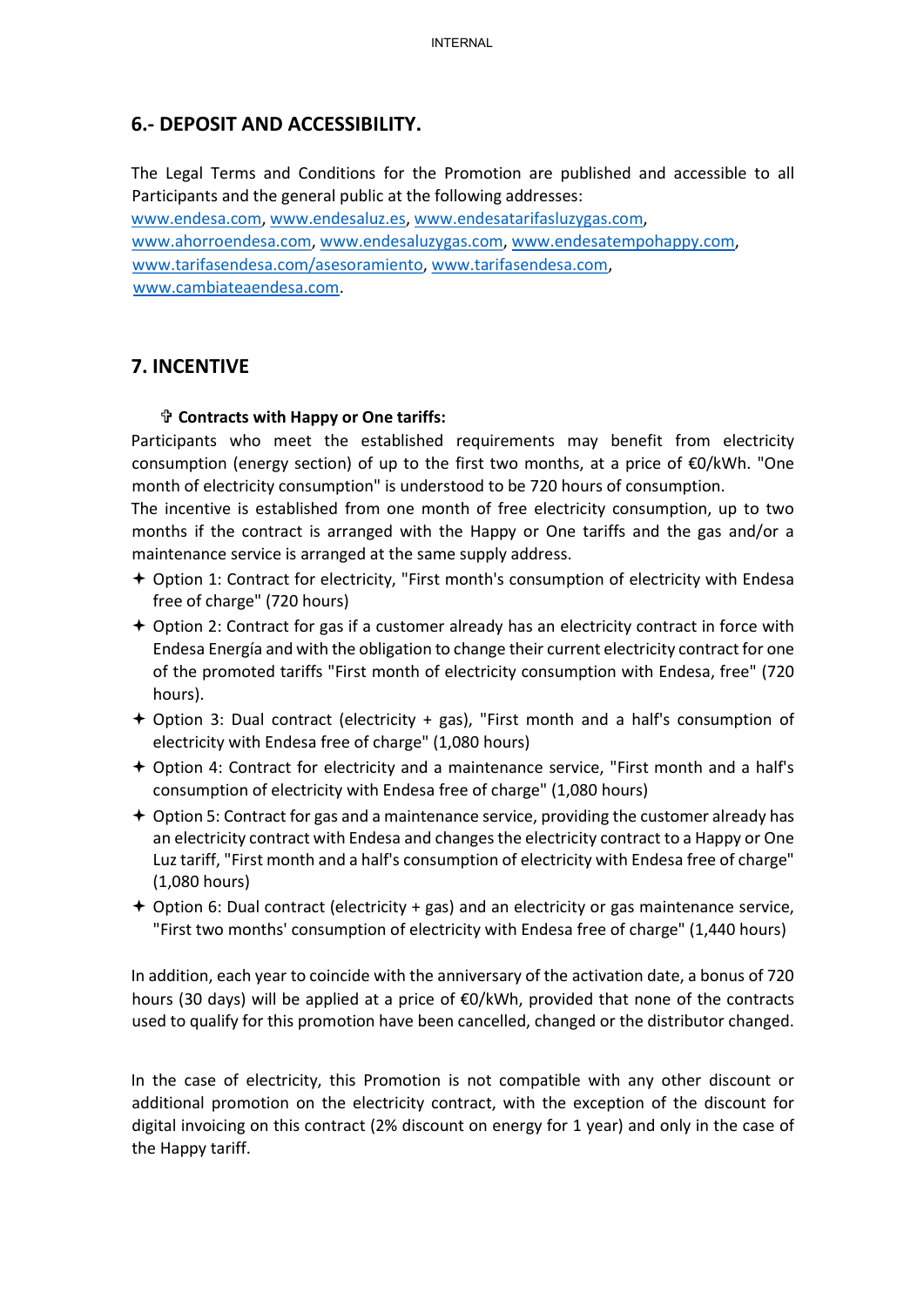## 6.- DEPOSIT AND ACCESSIBILITY.

The Legal Terms and Conditions for the Promotion are published and accessible to all Participants and the general public at the following addresses:
www.endesa.com, www.endesaluz.es, www.endesatarifasluzygas.com, www.ahorroendesa.com, www.endesaluzygas.com, www.endesatempohappy.com, www.tarifasendesa.com/asesoramiento, www.tarifasendesa.com, www.cambiateaendesa.com.

## 7. INCENTIVE

- **Contracts with Happy or One tariffs:**

Participants who meet the established requirements may benefit from electricity consumption (energy section) of up to the first two months, at a price of €0/kWh. "One month of electricity consumption" is understood to be 720 hours of consumption.
The incentive is established from one month of free electricity consumption, up to two months if the contract is arranged with the Happy or One tariffs and the gas and/or a maintenance service is arranged at the same supply address.

- Option 1: Contract for electricity, "First month's consumption of electricity with Endesa free of charge" (720 hours)
- Option 2: Contract for gas if a customer already has an electricity contract in force with Endesa Energía and with the obligation to change their current electricity contract for one of the promoted tariffs "First month of electricity consumption with Endesa, free" (720 hours).
- Option 3: Dual contract (electricity + gas), "First month and a half's consumption of electricity with Endesa free of charge" (1,080 hours)
- Option 4: Contract for electricity and a maintenance service, "First month and a half's consumption of electricity with Endesa free of charge" (1,080 hours)
- Option 5: Contract for gas and a maintenance service, providing the customer already has an electricity contract with Endesa and changes the electricity contract to a Happy or One Luz tariff, "First month and a half's consumption of electricity with Endesa free of charge" (1,080 hours)
- Option 6: Dual contract (electricity + gas) and an electricity or gas maintenance service, "First two months' consumption of electricity with Endesa free of charge" (1,440 hours)

In addition, each year to coincide with the anniversary of the activation date, a bonus of 720 hours (30 days) will be applied at a price of €0/kWh, provided that none of the contracts used to qualify for this promotion have been cancelled, changed or the distributor changed.

In the case of electricity, this Promotion is not compatible with any other discount or additional promotion on the electricity contract, with the exception of the discount for digital invoicing on this contract (2% discount on energy for 1 year) and only in the case of the Happy tariff.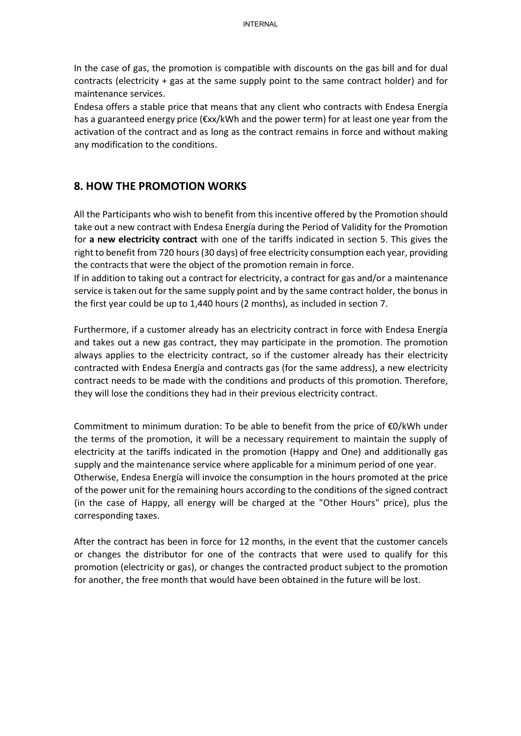In the case of gas, the promotion is compatible with discounts on the gas bill and for dual contracts (electricity + gas at the same supply point to the same contract holder) and for maintenance services.

Endesa offers a stable price that means that any client who contracts with Endesa Energía has a guaranteed energy price (€xx/kWh and the power term) for at least one year from the activation of the contract and as long as the contract remains in force and without making any modification to the conditions.

## 8. HOW THE PROMOTION WORKS

All the Participants who wish to benefit from this incentive offered by the Promotion should take out a new contract with Endesa Energía during the Period of Validity for the Promotion for **a new electricity contract** with one of the tariffs indicated in section 5. This gives the right to benefit from 720 hours (30 days) of free electricity consumption each year, providing the contracts that were the object of the promotion remain in force.

If in addition to taking out a contract for electricity, a contract for gas and/or a maintenance service is taken out for the same supply point and by the same contract holder, the bonus in the first year could be up to 1,440 hours (2 months), as included in section 7.

Furthermore, if a customer already has an electricity contract in force with Endesa Energía and takes out a new gas contract, they may participate in the promotion. The promotion always applies to the electricity contract, so if the customer already has their electricity contracted with Endesa Energía and contracts gas (for the same address), a new electricity contract needs to be made with the conditions and products of this promotion. Therefore, they will lose the conditions they had in their previous electricity contract.

Commitment to minimum duration: To be able to benefit from the price of €0/kWh under the terms of the promotion, it will be a necessary requirement to maintain the supply of electricity at the tariffs indicated in the promotion (Happy and One) and additionally gas supply and the maintenance service where applicable for a minimum period of one year.

Otherwise, Endesa Energía will invoice the consumption in the hours promoted at the price of the power unit for the remaining hours according to the conditions of the signed contract (in the case of Happy, all energy will be charged at the "Other Hours" price), plus the corresponding taxes.

After the contract has been in force for 12 months, in the event that the customer cancels or changes the distributor for one of the contracts that were used to qualify for this promotion (electricity or gas), or changes the contracted product subject to the promotion for another, the free month that would have been obtained in the future will be lost.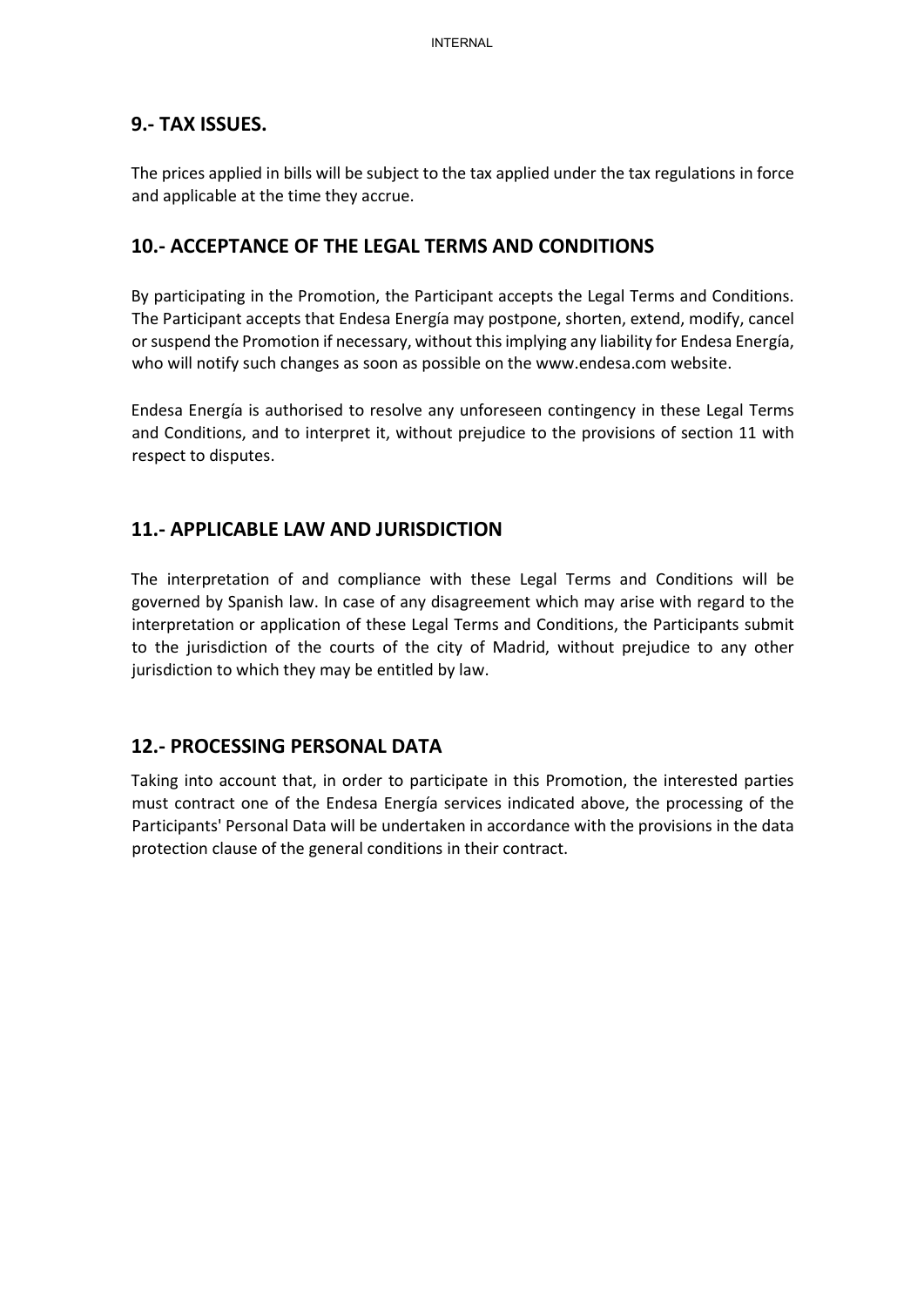## 9.- TAX ISSUES.

The prices applied in bills will be subject to the tax applied under the tax regulations in force and applicable at the time they accrue.

## 10.- ACCEPTANCE OF THE LEGAL TERMS AND CONDITIONS

By participating in the Promotion, the Participant accepts the Legal Terms and Conditions. The Participant accepts that Endesa Energía may postpone, shorten, extend, modify, cancel or suspend the Promotion if necessary, without this implying any liability for Endesa Energía, who will notify such changes as soon as possible on the www.endesa.com website.

Endesa Energía is authorised to resolve any unforeseen contingency in these Legal Terms and Conditions, and to interpret it, without prejudice to the provisions of section 11 with respect to disputes.

## 11.- APPLICABLE LAW AND JURISDICTION

The interpretation of and compliance with these Legal Terms and Conditions will be governed by Spanish law. In case of any disagreement which may arise with regard to the interpretation or application of these Legal Terms and Conditions, the Participants submit to the jurisdiction of the courts of the city of Madrid, without prejudice to any other jurisdiction to which they may be entitled by law.

## 12.- PROCESSING PERSONAL DATA

Taking into account that, in order to participate in this Promotion, the interested parties must contract one of the Endesa Energía services indicated above, the processing of the Participants' Personal Data will be undertaken in accordance with the provisions in the data protection clause of the general conditions in their contract.